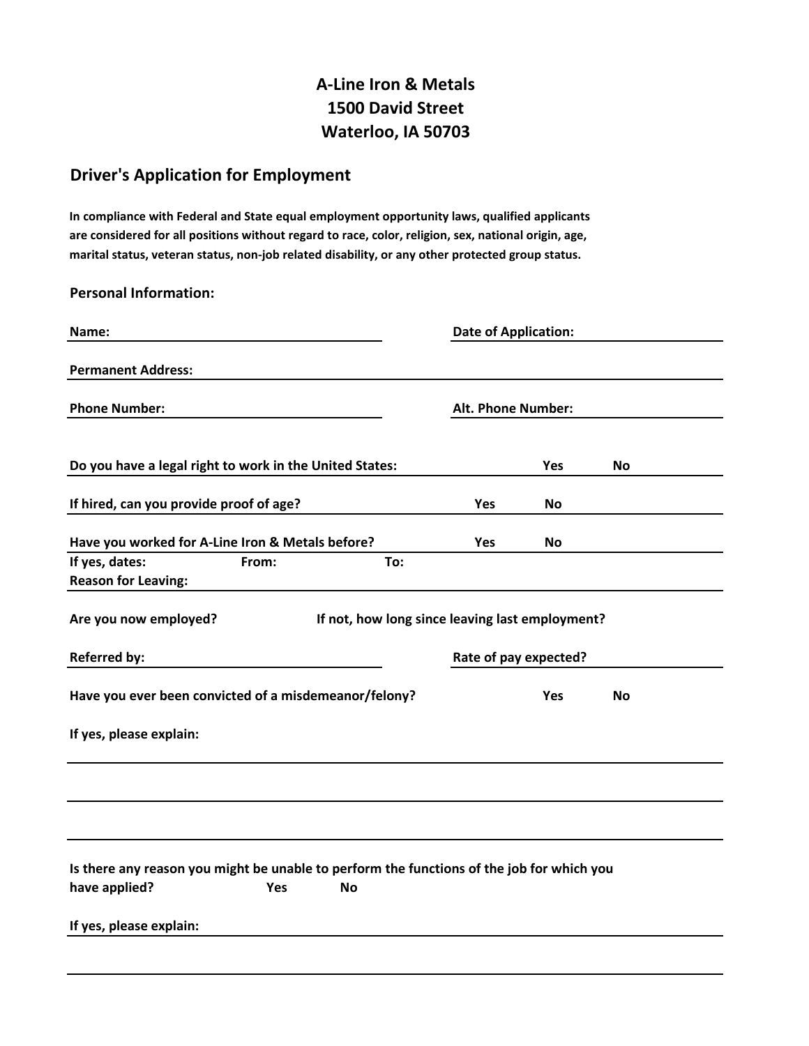# A-Line Iron & Metals
# 1500 David Street
# Waterloo, IA 50703

## Driver's Application for Employment

**In compliance with Federal and State equal employment opportunity laws, qualified applicants are considered for all positions without regard to race, color, religion, sex, national origin, age, marital status, veteran status, non-job related disability, or any other protected group status.**

### Personal Information:

**Name:** ______________________________ **Date of Application:** ______________________

**Permanent Address:** ____________________________________________________________

**Phone Number:** ______________________________ **Alt. Phone Number:** ______________________

**Do you have a legal right to work in the United States:** **Yes** **No**

**If hired, can you provide proof of age?** **Yes** **No**

**Have you worked for A-Line Iron & Metals before?** **Yes** **No**

**If yes, dates:** **From:** **To:**

**Reason for Leaving:** ____________________________________________________________

**Are you now employed?** **If not, how long since leaving last employment?**

**Referred by:** ______________________________ **Rate of pay expected?** ______________________

**Have you ever been convicted of a misdemeanor/felony?** **Yes** **No**

**If yes, please explain:**

____________________________________________________________

____________________________________________________________

____________________________________________________________

**Is there any reason you might be unable to perform the functions of the job for which you have applied?** **Yes** **No**

**If yes, please explain:** ____________________________________________________________

____________________________________________________________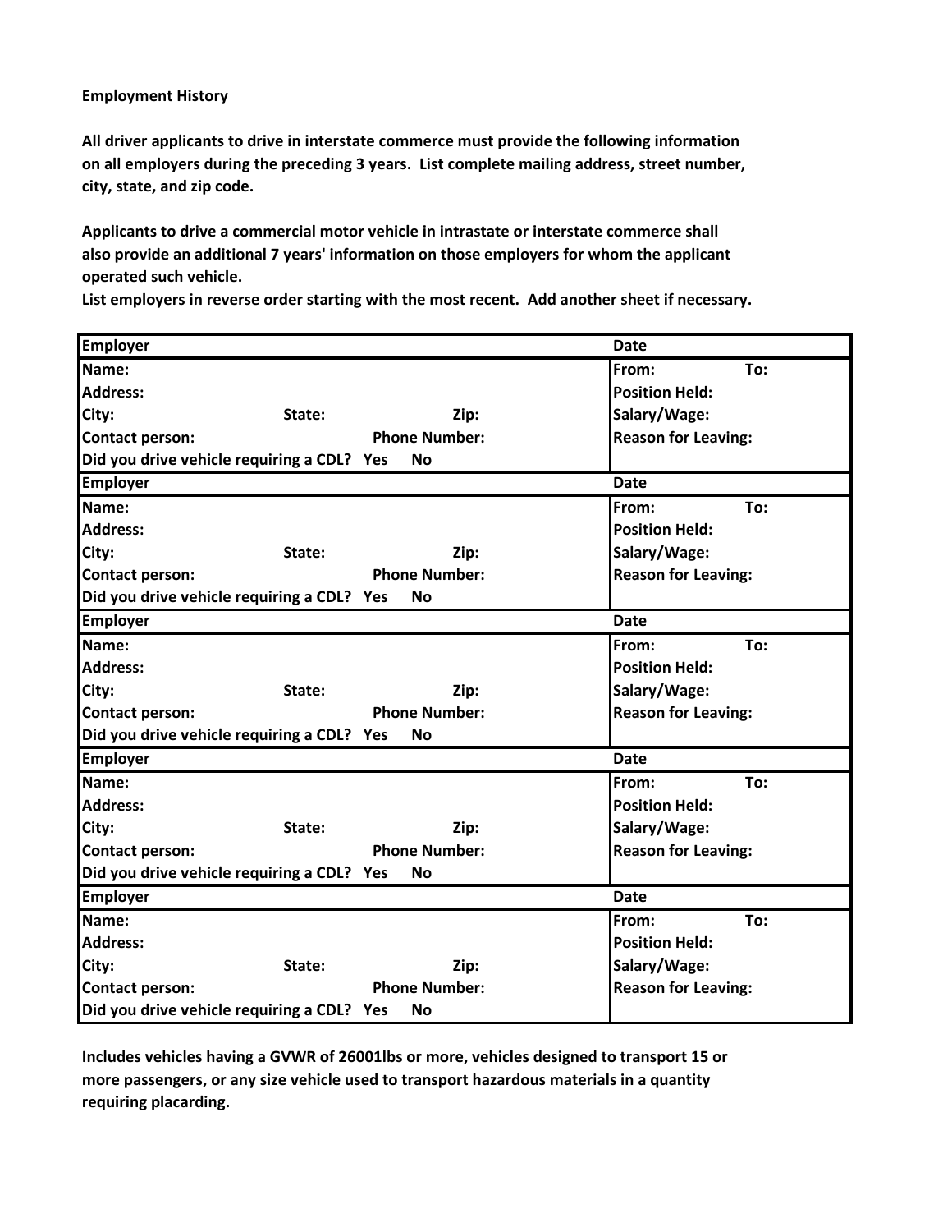**Employment History**

**All driver applicants to drive in interstate commerce must provide the following information on all employers during the preceding 3 years. List complete mailing address, street number, city, state, and zip code.**

**Applicants to drive a commercial motor vehicle in intrastate or interstate commerce shall also provide an additional 7 years' information on those employers for whom the applicant operated such vehicle.**
**List employers in reverse order starting with the most recent. Add another sheet if necessary.**

| Employer | | | Date | |
|---|---|---|---|---|
| Name: | | | From: | To: |
| Address: | | | Position Held: | |
| City: | State: | Zip: | Salary/Wage: | |
| Contact person: | | Phone Number: | Reason for Leaving: | |
| Did you drive vehicle requiring a CDL? Yes No | | | | |
| **Employer** | | | **Date** | |
| Name: | | | From: | To: |
| Address: | | | Position Held: | |
| City: | State: | Zip: | Salary/Wage: | |
| Contact person: | | Phone Number: | Reason for Leaving: | |
| Did you drive vehicle requiring a CDL? Yes No | | | | |
| **Employer** | | | **Date** | |
| Name: | | | From: | To: |
| Address: | | | Position Held: | |
| City: | State: | Zip: | Salary/Wage: | |
| Contact person: | | Phone Number: | Reason for Leaving: | |
| Did you drive vehicle requiring a CDL? Yes No | | | | |
| **Employer** | | | **Date** | |
| Name: | | | From: | To: |
| Address: | | | Position Held: | |
| City: | State: | Zip: | Salary/Wage: | |
| Contact person: | | Phone Number: | Reason for Leaving: | |
| Did you drive vehicle requiring a CDL? Yes No | | | | |
| **Employer** | | | **Date** | |
| Name: | | | From: | To: |
| Address: | | | Position Held: | |
| City: | State: | Zip: | Salary/Wage: | |
| Contact person: | | Phone Number: | Reason for Leaving: | |
| Did you drive vehicle requiring a CDL? Yes No | | | | |

**Includes vehicles having a GVWR of 26001lbs or more, vehicles designed to transport 15 or more passengers, or any size vehicle used to transport hazardous materials in a quantity requiring placarding.**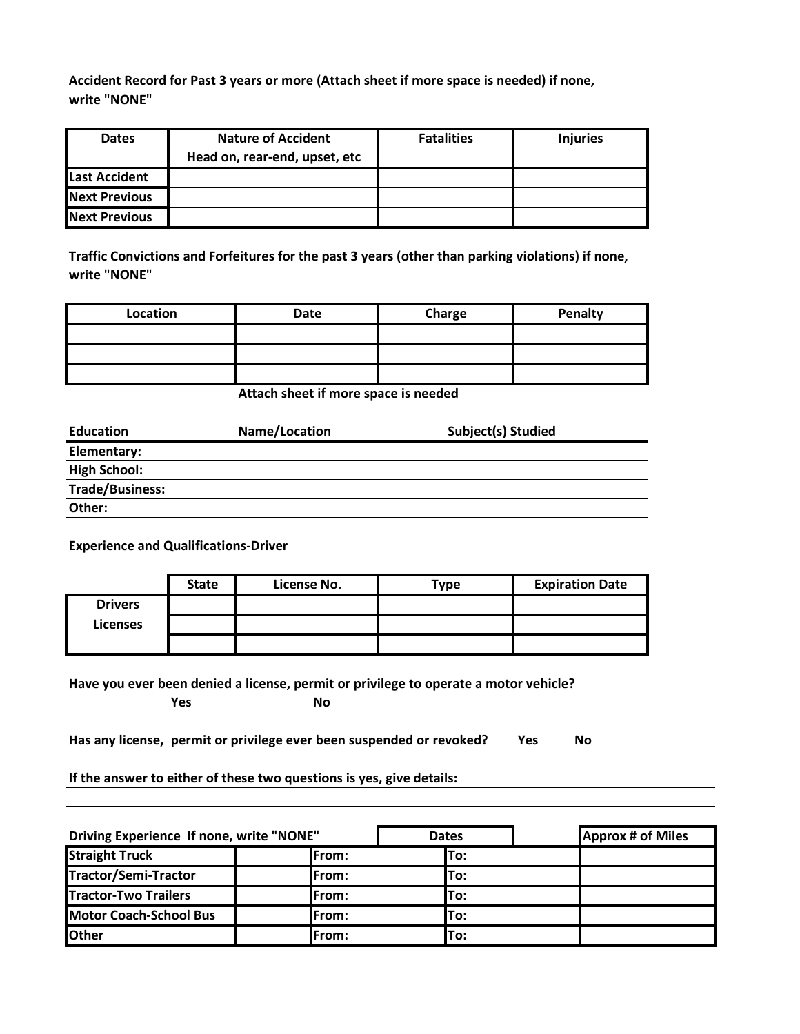**Accident Record for Past 3 years or more (Attach sheet if more space is needed) if none, write "NONE"**

| Dates | Nature of Accident<br>Head on, rear-end, upset, etc | Fatalities | Injuries |
|---|---|---|---|
| Last Accident | | | |
| Next Previous | | | |
| Next Previous | | | |

**Traffic Convictions and Forfeitures for the past 3 years (other than parking violations) if none, write "NONE"**

| Location | Date | Charge | Penalty |
|---|---|---|---|
| | | | |
| | | | |
| | | | |

**Attach sheet if more space is needed**

| Education | Name/Location | Subject(s) Studied |
|---|---|---|
| Elementary: | | |
| High School: | | |
| Trade/Business: | | |
| Other: | | |

**Experience and Qualifications-Driver**

| | State | License No. | Type | Expiration Date |
|---|---|---|---|---|
| Drivers Licenses | | | | |
| | | | | |
| | | | | |

**Have you ever been denied a license, permit or privilege to operate a motor vehicle?**

**Yes** **No**

**Has any license, permit or privilege ever been suspended or revoked?** **Yes** **No**

**If the answer to either of these two questions is yes, give details:**

| Driving Experience If none, write "NONE" | | Dates | | Approx # of Miles |
|---|---|---|---|---|
| Straight Truck | | From: | To: | |
| Tractor/Semi-Tractor | | From: | To: | |
| Tractor-Two Trailers | | From: | To: | |
| Motor Coach-School Bus | | From: | To: | |
| Other | | From: | To: | |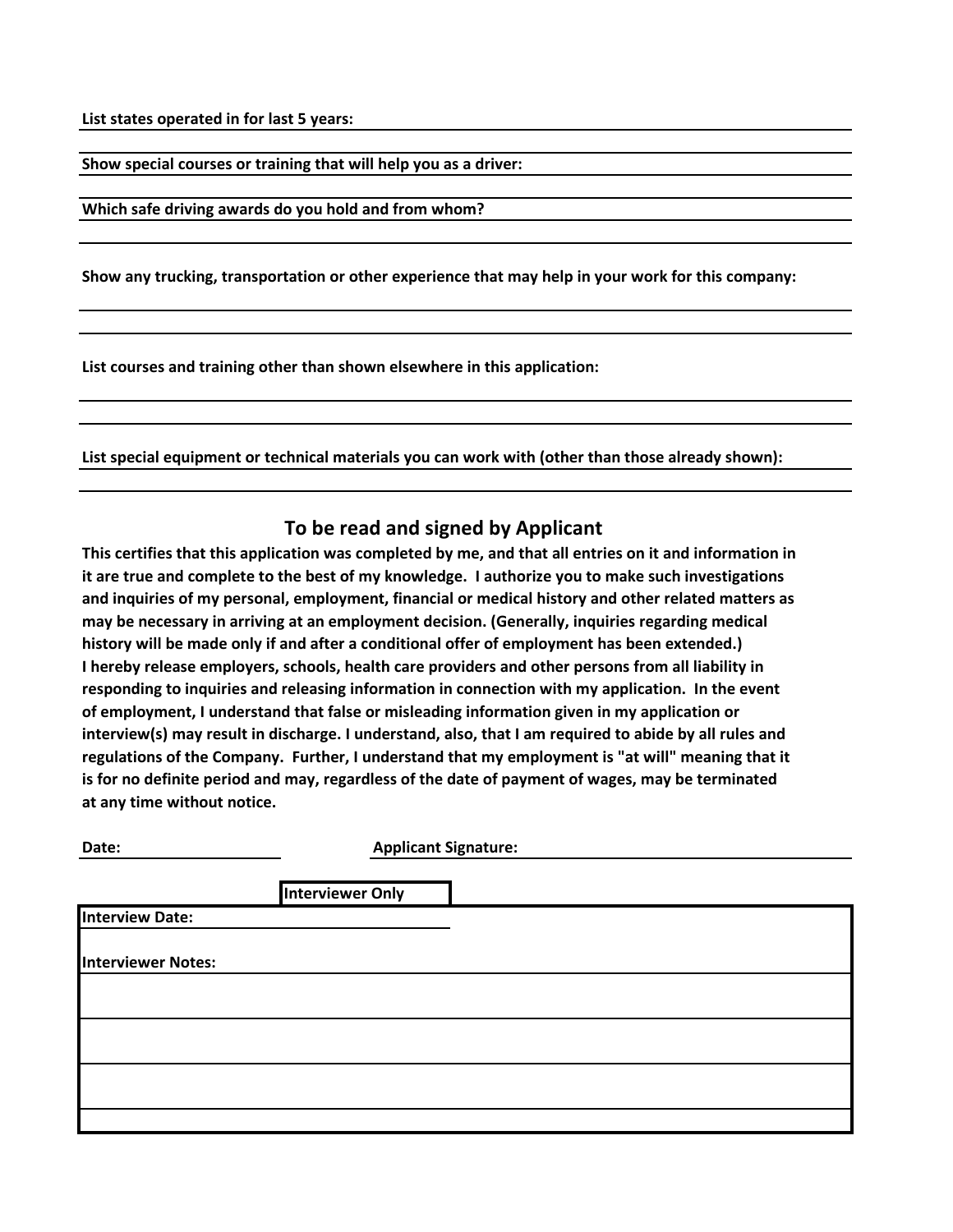**List states operated in for last 5 years:**

**Show special courses or training that will help you as a driver:**

**Which safe driving awards do you hold and from whom?**

**Show any trucking, transportation or other experience that may help in your work for this company:**

**List courses and training other than shown elsewhere in this application:**

**List special equipment or technical materials you can work with (other than those already shown):**

## To be read and signed by Applicant

**This certifies that this application was completed by me, and that all entries on it and information in it are true and complete to the best of my knowledge. I authorize you to make such investigations and inquiries of my personal, employment, financial or medical history and other related matters as may be necessary in arriving at an employment decision. (Generally, inquiries regarding medical history will be made only if and after a conditional offer of employment has been extended.) I hereby release employers, schools, health care providers and other persons from all liability in responding to inquiries and releasing information in connection with my application. In the event of employment, I understand that false or misleading information given in my application or interview(s) may result in discharge. I understand, also, that I am required to abide by all rules and regulations of the Company. Further, I understand that my employment is "at will" meaning that it is for no definite period and may, regardless of the date of payment of wages, may be terminated at any time without notice.**

**Date:** ____________________ **Applicant Signature:** ____________________

**Interviewer Only**

**Interview Date:**

**Interviewer Notes:**